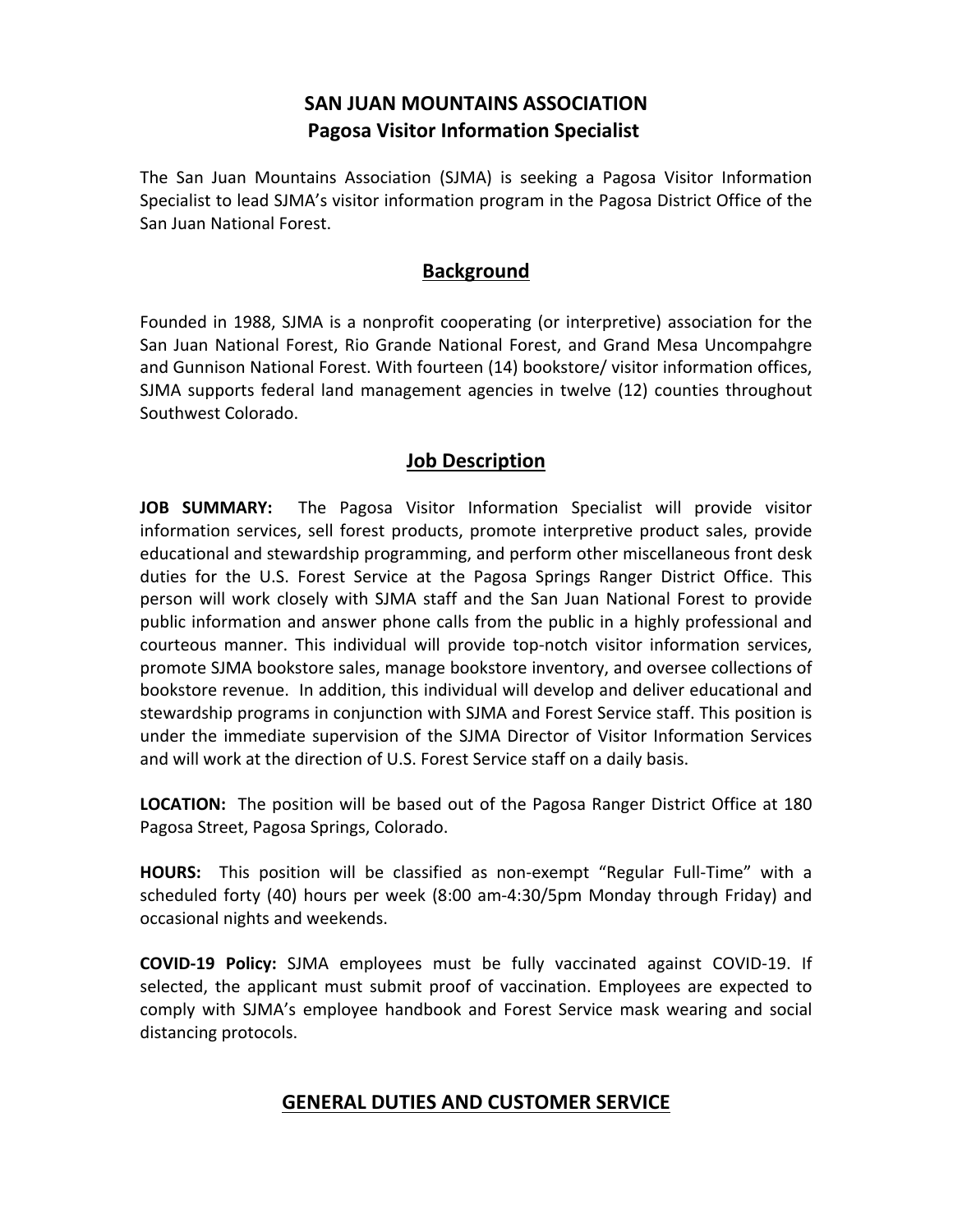# SAN JUAN MOUNTAINS ASSOCIATION
## Pagosa Visitor Information Specialist

The San Juan Mountains Association (SJMA) is seeking a Pagosa Visitor Information Specialist to lead SJMA's visitor information program in the Pagosa District Office of the San Juan National Forest.

## Background

Founded in 1988, SJMA is a nonprofit cooperating (or interpretive) association for the San Juan National Forest, Rio Grande National Forest, and Grand Mesa Uncompahgre and Gunnison National Forest. With fourteen (14) bookstore/ visitor information offices, SJMA supports federal land management agencies in twelve (12) counties throughout Southwest Colorado.

## Job Description

**JOB SUMMARY:** The Pagosa Visitor Information Specialist will provide visitor information services, sell forest products, promote interpretive product sales, provide educational and stewardship programming, and perform other miscellaneous front desk duties for the U.S. Forest Service at the Pagosa Springs Ranger District Office. This person will work closely with SJMA staff and the San Juan National Forest to provide public information and answer phone calls from the public in a highly professional and courteous manner. This individual will provide top-notch visitor information services, promote SJMA bookstore sales, manage bookstore inventory, and oversee collections of bookstore revenue. In addition, this individual will develop and deliver educational and stewardship programs in conjunction with SJMA and Forest Service staff. This position is under the immediate supervision of the SJMA Director of Visitor Information Services and will work at the direction of U.S. Forest Service staff on a daily basis.

**LOCATION:** The position will be based out of the Pagosa Ranger District Office at 180 Pagosa Street, Pagosa Springs, Colorado.

**HOURS:** This position will be classified as non-exempt "Regular Full-Time" with a scheduled forty (40) hours per week (8:00 am-4:30/5pm Monday through Friday) and occasional nights and weekends.

**COVID-19 Policy:** SJMA employees must be fully vaccinated against COVID-19. If selected, the applicant must submit proof of vaccination. Employees are expected to comply with SJMA's employee handbook and Forest Service mask wearing and social distancing protocols.

## GENERAL DUTIES AND CUSTOMER SERVICE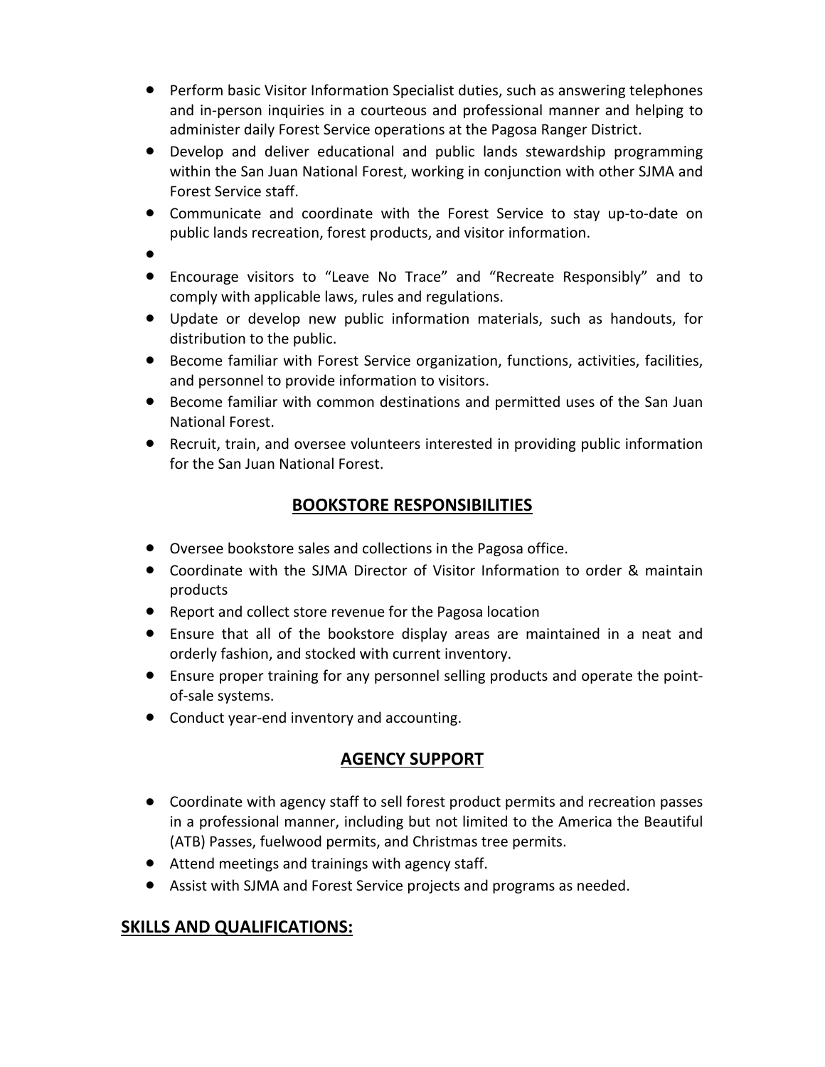- Perform basic Visitor Information Specialist duties, such as answering telephones and in-person inquiries in a courteous and professional manner and helping to administer daily Forest Service operations at the Pagosa Ranger District.
- Develop and deliver educational and public lands stewardship programming within the San Juan National Forest, working in conjunction with other SJMA and Forest Service staff.
- Communicate and coordinate with the Forest Service to stay up-to-date on public lands recreation, forest products, and visitor information.
- 
- Encourage visitors to "Leave No Trace" and "Recreate Responsibly" and to comply with applicable laws, rules and regulations.
- Update or develop new public information materials, such as handouts, for distribution to the public.
- Become familiar with Forest Service organization, functions, activities, facilities, and personnel to provide information to visitors.
- Become familiar with common destinations and permitted uses of the San Juan National Forest.
- Recruit, train, and oversee volunteers interested in providing public information for the San Juan National Forest.

## BOOKSTORE RESPONSIBILITIES

- Oversee bookstore sales and collections in the Pagosa office.
- Coordinate with the SJMA Director of Visitor Information to order & maintain products
- Report and collect store revenue for the Pagosa location
- Ensure that all of the bookstore display areas are maintained in a neat and orderly fashion, and stocked with current inventory.
- Ensure proper training for any personnel selling products and operate the point-of-sale systems.
- Conduct year-end inventory and accounting.

## AGENCY SUPPORT

- Coordinate with agency staff to sell forest product permits and recreation passes in a professional manner, including but not limited to the America the Beautiful (ATB) Passes, fuelwood permits, and Christmas tree permits.
- Attend meetings and trainings with agency staff.
- Assist with SJMA and Forest Service projects and programs as needed.

## SKILLS AND QUALIFICATIONS: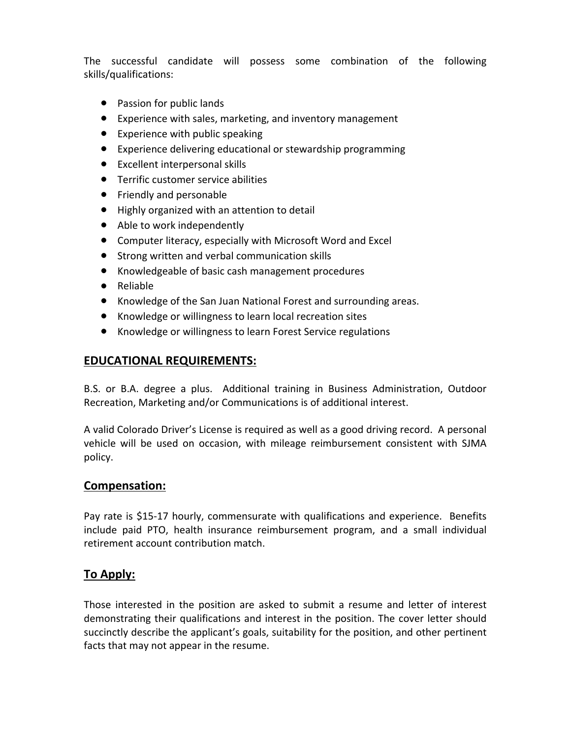The successful candidate will possess some combination of the following skills/qualifications:

- Passion for public lands
- Experience with sales, marketing, and inventory management
- Experience with public speaking
- Experience delivering educational or stewardship programming
- Excellent interpersonal skills
- Terrific customer service abilities
- Friendly and personable
- Highly organized with an attention to detail
- Able to work independently
- Computer literacy, especially with Microsoft Word and Excel
- Strong written and verbal communication skills
- Knowledgeable of basic cash management procedures
- Reliable
- Knowledge of the San Juan National Forest and surrounding areas.
- Knowledge or willingness to learn local recreation sites
- Knowledge or willingness to learn Forest Service regulations

## EDUCATIONAL REQUIREMENTS:

B.S. or B.A. degree a plus. Additional training in Business Administration, Outdoor Recreation, Marketing and/or Communications is of additional interest.

A valid Colorado Driver's License is required as well as a good driving record. A personal vehicle will be used on occasion, with mileage reimbursement consistent with SJMA policy.

## Compensation:

Pay rate is $15-17 hourly, commensurate with qualifications and experience. Benefits include paid PTO, health insurance reimbursement program, and a small individual retirement account contribution match.

## To Apply:

Those interested in the position are asked to submit a resume and letter of interest demonstrating their qualifications and interest in the position. The cover letter should succinctly describe the applicant's goals, suitability for the position, and other pertinent facts that may not appear in the resume.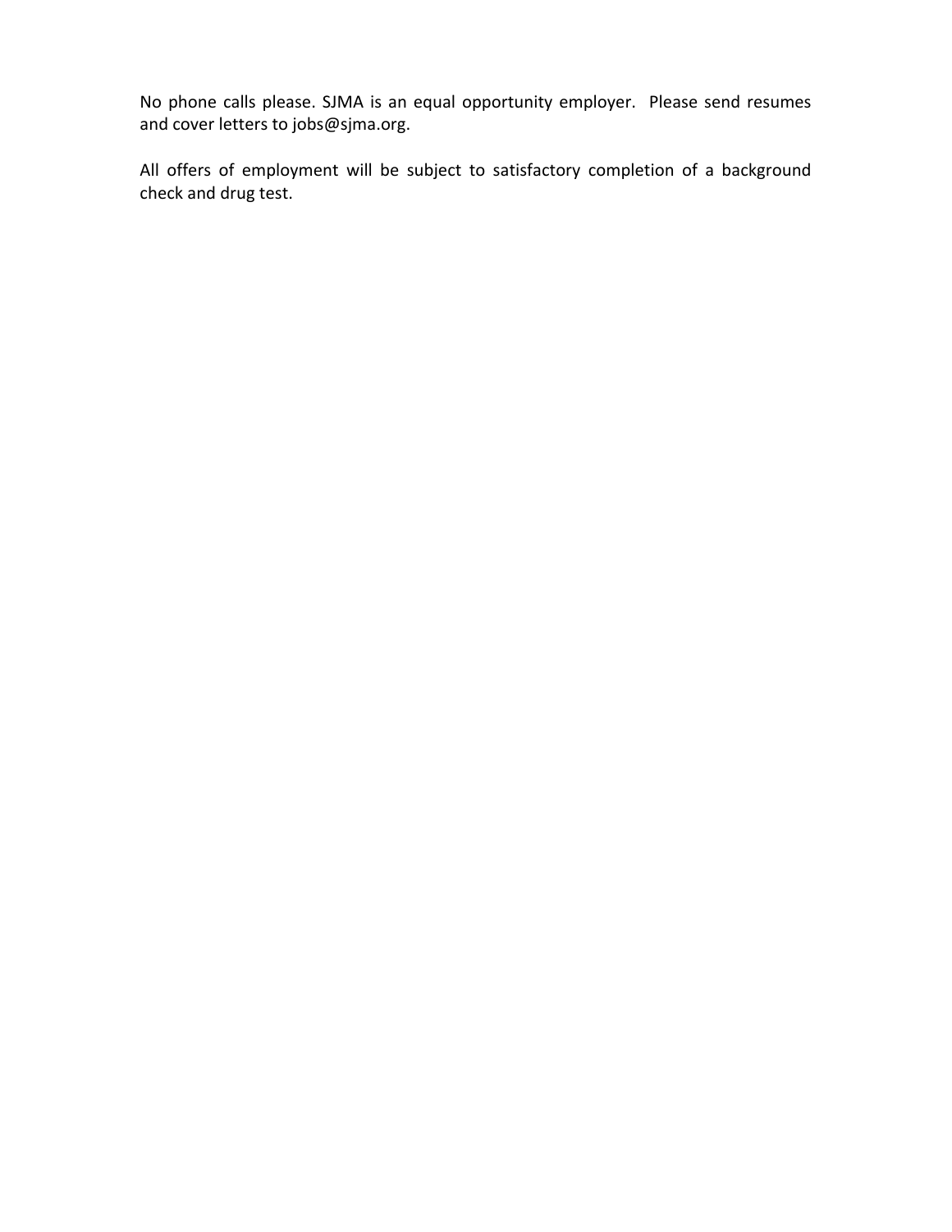No phone calls please. SJMA is an equal opportunity employer. Please send resumes and cover letters to jobs@sjma.org.

All offers of employment will be subject to satisfactory completion of a background check and drug test.